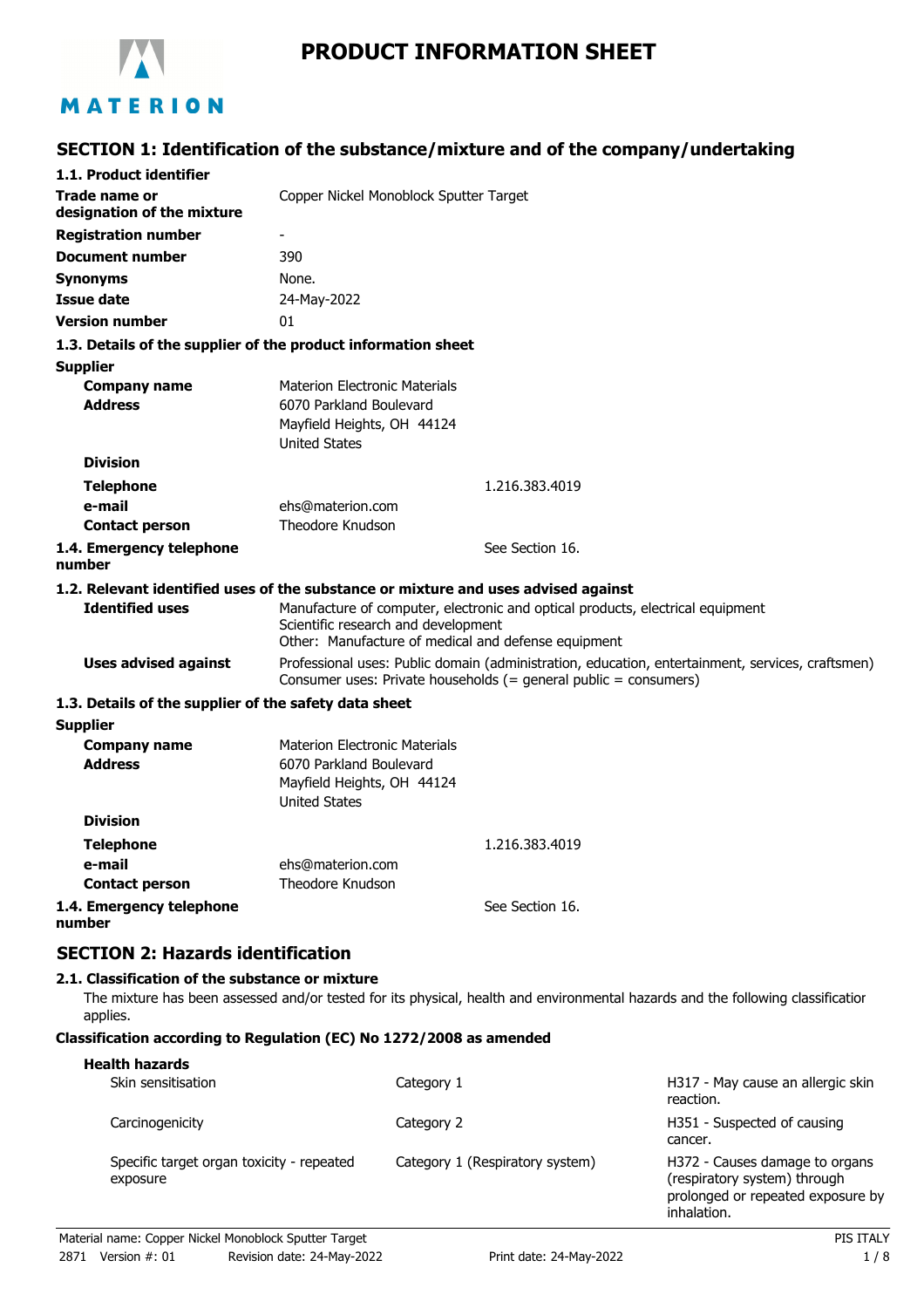# PRODUCT INFORMATION SHEET

## SECTION 1: Identification of the substance/mixture and of the company/undertaking

### 1.1. Product identifier

| | |
|---|---|
| **Trade name or designation of the mixture** | Copper Nickel Monoblock Sputter Target |
| **Registration number** | - |
| **Document number** | 390 |
| **Synonyms** | None. |
| **Issue date** | 24-May-2022 |
| **Version number** | 01 |

### 1.3. Details of the supplier of the product information sheet

**Supplier**

| | |
|---|---|
| **Company name** | Materion Electronic Materials |
| **Address** | 6070 Parkland Boulevard<br>Mayfield Heights, OH 44124<br>United States |
| **Division** | |
| **Telephone** | 1.216.383.4019 |
| **e-mail** | ehs@materion.com |
| **Contact person** | Theodore Knudson |

**1.4. Emergency telephone number** See Section 16.

### 1.2. Relevant identified uses of the substance or mixture and uses advised against

| | |
|---|---|
| **Identified uses** | Manufacture of computer, electronic and optical products, electrical equipment<br>Scientific research and development<br>Other: Manufacture of medical and defense equipment |
| **Uses advised against** | Professional uses: Public domain (administration, education, entertainment, services, craftsmen)<br>Consumer uses: Private households (= general public = consumers) |

### 1.3. Details of the supplier of the safety data sheet

**Supplier**

| | |
|---|---|
| **Company name** | Materion Electronic Materials |
| **Address** | 6070 Parkland Boulevard<br>Mayfield Heights, OH 44124<br>United States |
| **Division** | |
| **Telephone** | 1.216.383.4019 |
| **e-mail** | ehs@materion.com |
| **Contact person** | Theodore Knudson |

**1.4. Emergency telephone number** See Section 16.

## SECTION 2: Hazards identification

### 2.1. Classification of the substance or mixture

The mixture has been assessed and/or tested for its physical, health and environmental hazards and the following classification applies.

**Classification according to Regulation (EC) No 1272/2008 as amended**

**Health hazards**

| | | |
|---|---|---|
| Skin sensitisation | Category 1 | H317 - May cause an allergic skin reaction. |
| Carcinogenicity | Category 2 | H351 - Suspected of causing cancer. |
| Specific target organ toxicity - repeated exposure | Category 1 (Respiratory system) | H372 - Causes damage to organs (respiratory system) through prolonged or repeated exposure by inhalation. |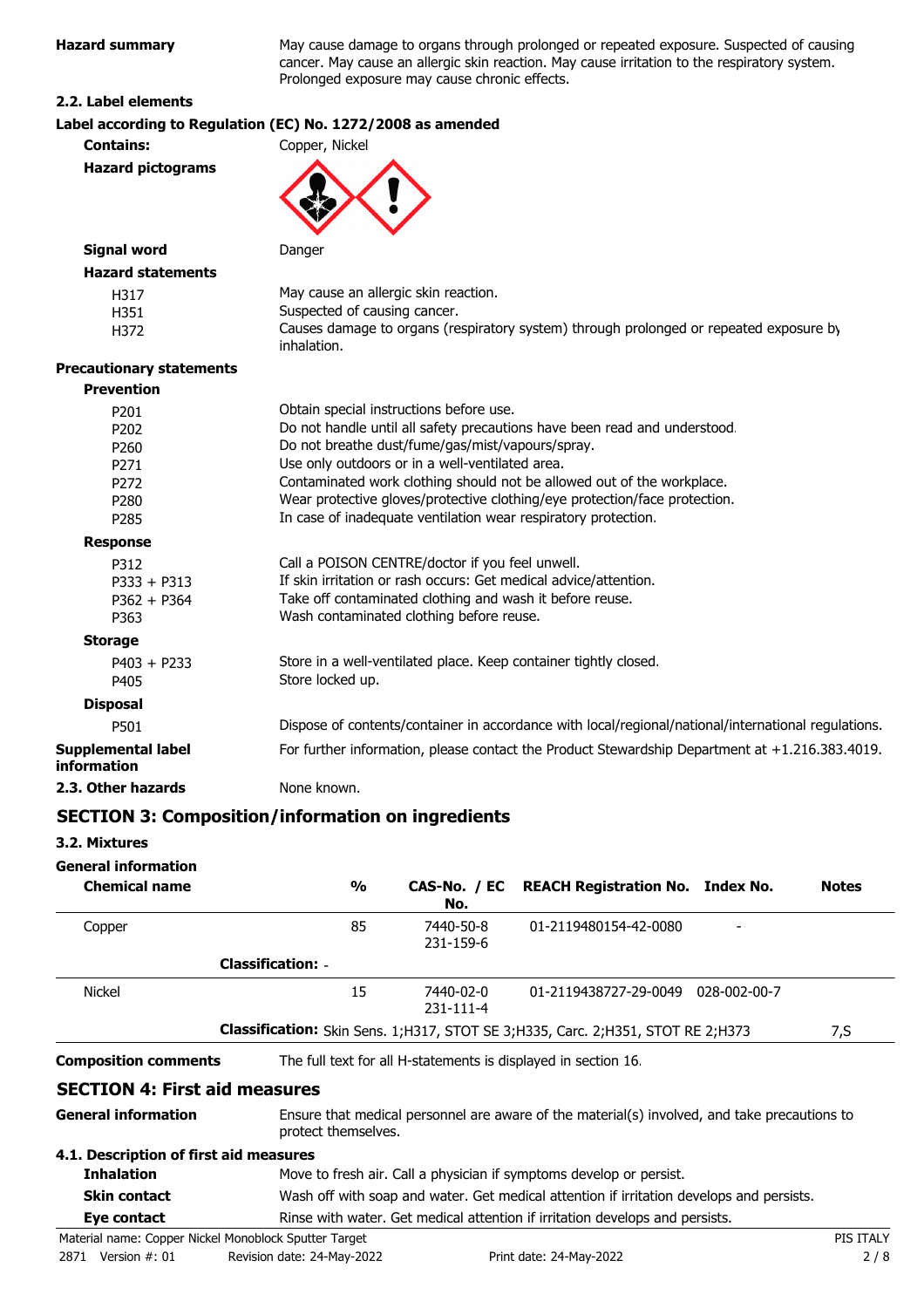**Hazard summary** May cause damage to organs through prolonged or repeated exposure. Suspected of causing cancer. May cause an allergic skin reaction. May cause irritation to the respiratory system. Prolonged exposure may cause chronic effects.

### 2.2. Label elements

**Label according to Regulation (EC) No. 1272/2008 as amended**

**Contains:** Copper, Nickel

**Hazard pictograms**

**Signal word** Danger

**Hazard statements**

| | |
|---|---|
| H317 | May cause an allergic skin reaction. |
| H351 | Suspected of causing cancer. |
| H372 | Causes damage to organs (respiratory system) through prolonged or repeated exposure by inhalation. |

**Precautionary statements**

**Prevention**

| | |
|---|---|
| P201 | Obtain special instructions before use. |
| P202 | Do not handle until all safety precautions have been read and understood. |
| P260 | Do not breathe dust/fume/gas/mist/vapours/spray. |
| P271 | Use only outdoors or in a well-ventilated area. |
| P272 | Contaminated work clothing should not be allowed out of the workplace. |
| P280 | Wear protective gloves/protective clothing/eye protection/face protection. |
| P285 | In case of inadequate ventilation wear respiratory protection. |

**Response**

| | |
|---|---|
| P312 | Call a POISON CENTRE/doctor if you feel unwell. |
| P333 + P313 | If skin irritation or rash occurs: Get medical advice/attention. |
| P362 + P364 | Take off contaminated clothing and wash it before reuse. |
| P363 | Wash contaminated clothing before reuse. |

**Storage**

| | |
|---|---|
| P403 + P233 | Store in a well-ventilated place. Keep container tightly closed. |
| P405 | Store locked up. |

**Disposal**

| | |
|---|---|
| P501 | Dispose of contents/container in accordance with local/regional/national/international regulations. |

**Supplemental label information** For further information, please contact the Product Stewardship Department at +1.216.383.4019.

**2.3. Other hazards** None known.

## SECTION 3: Composition/information on ingredients

### 3.2. Mixtures

**General information**

| Chemical name | % | CAS-No. / EC No. | REACH Registration No. | Index No. | Notes |
|---|---|---|---|---|---|
| Copper | 85 | 7440-50-8<br>231-159-6 | 01-2119480154-42-0080 | - | |
| **Classification:** - | | | | | |
| Nickel | 15 | 7440-02-0<br>231-111-4 | 01-2119438727-29-0049 | 028-002-00-7 | |
| **Classification:** Skin Sens. 1;H317, STOT SE 3;H335, Carc. 2;H351, STOT RE 2;H373 | | | | | 7,S |

**Composition comments** The full text for all H-statements is displayed in section 16.

## SECTION 4: First aid measures

**General information** Ensure that medical personnel are aware of the material(s) involved, and take precautions to protect themselves.

### 4.1. Description of first aid measures

**Inhalation** Move to fresh air. Call a physician if symptoms develop or persist.

**Skin contact** Wash off with soap and water. Get medical attention if irritation develops and persists.

**Eye contact** Rinse with water. Get medical attention if irritation develops and persists.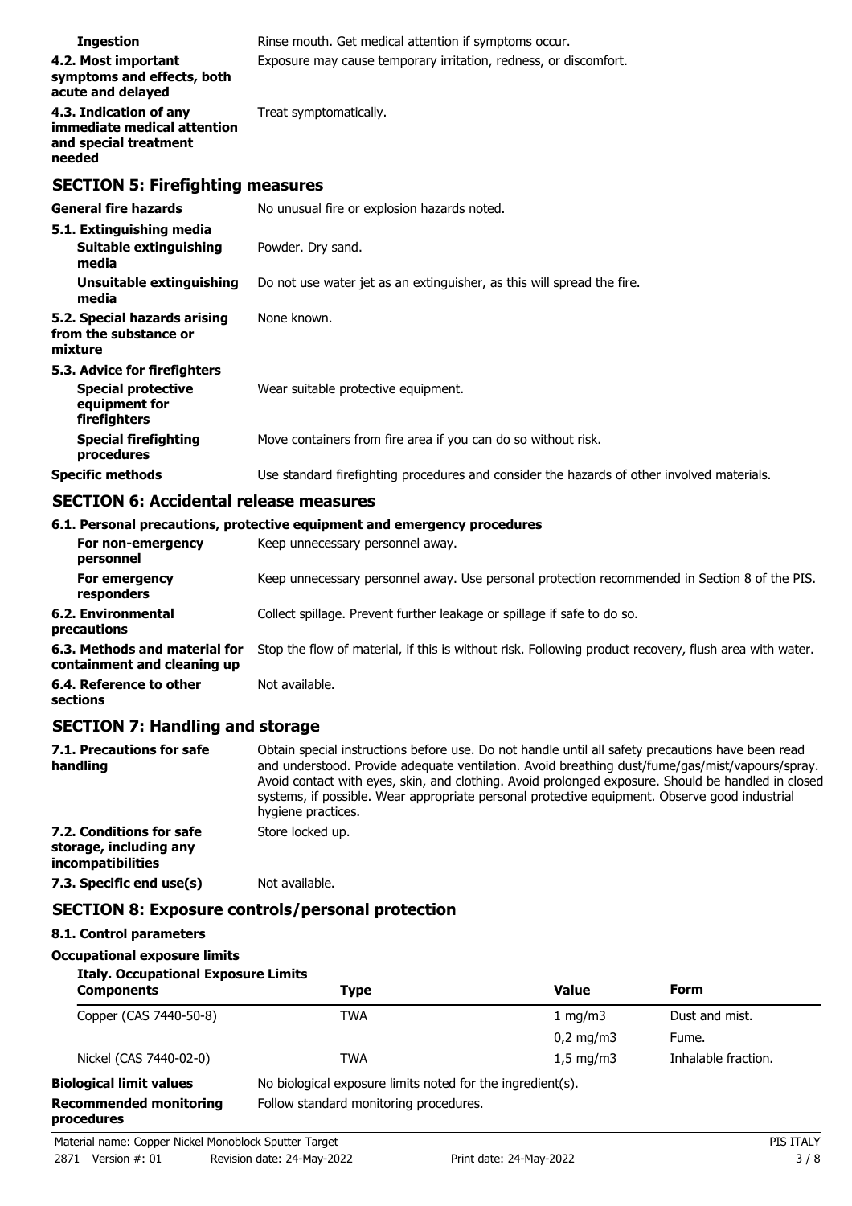| | |
|---|---|
| **Ingestion** | Rinse mouth. Get medical attention if symptoms occur. |
| **4.2. Most important symptoms and effects, both acute and delayed** | Exposure may cause temporary irritation, redness, or discomfort. |
| **4.3. Indication of any immediate medical attention and special treatment needed** | Treat symptomatically. |

## SECTION 5: Firefighting measures

| | |
|---|---|
| **General fire hazards** | No unusual fire or explosion hazards noted. |
| **5.1. Extinguishing media** | |
| **Suitable extinguishing media** | Powder. Dry sand. |
| **Unsuitable extinguishing media** | Do not use water jet as an extinguisher, as this will spread the fire. |
| **5.2. Special hazards arising from the substance or mixture** | None known. |
| **5.3. Advice for firefighters** | |
| **Special protective equipment for firefighters** | Wear suitable protective equipment. |
| **Special firefighting procedures** | Move containers from fire area if you can do so without risk. |
| **Specific methods** | Use standard firefighting procedures and consider the hazards of other involved materials. |

## SECTION 6: Accidental release measures

**6.1. Personal precautions, protective equipment and emergency procedures**

| | |
|---|---|
| **For non-emergency personnel** | Keep unnecessary personnel away. |
| **For emergency responders** | Keep unnecessary personnel away. Use personal protection recommended in Section 8 of the PIS. |
| **6.2. Environmental precautions** | Collect spillage. Prevent further leakage or spillage if safe to do so. |
| **6.3. Methods and material for containment and cleaning up** | Stop the flow of material, if this is without risk. Following product recovery, flush area with water. |
| **6.4. Reference to other sections** | Not available. |

## SECTION 7: Handling and storage

| | |
|---|---|
| **7.1. Precautions for safe handling** | Obtain special instructions before use. Do not handle until all safety precautions have been read and understood. Provide adequate ventilation. Avoid breathing dust/fume/gas/mist/vapours/spray. Avoid contact with eyes, skin, and clothing. Avoid prolonged exposure. Should be handled in closed systems, if possible. Wear appropriate personal protective equipment. Observe good industrial hygiene practices. |
| **7.2. Conditions for safe storage, including any incompatibilities** | Store locked up. |
| **7.3. Specific end use(s)** | Not available. |

## SECTION 8: Exposure controls/personal protection

**8.1. Control parameters**

**Occupational exposure limits**

**Italy. Occupational Exposure Limits**

| Components | Type | Value | Form |
|---|---|---|---|
| Copper (CAS 7440-50-8) | TWA | 1 mg/m3 | Dust and mist. |
| | | 0,2 mg/m3 | Fume. |
| Nickel (CAS 7440-02-0) | TWA | 1,5 mg/m3 | Inhalable fraction. |

| | |
|---|---|
| **Biological limit values** | No biological exposure limits noted for the ingredient(s). |
| **Recommended monitoring procedures** | Follow standard monitoring procedures. |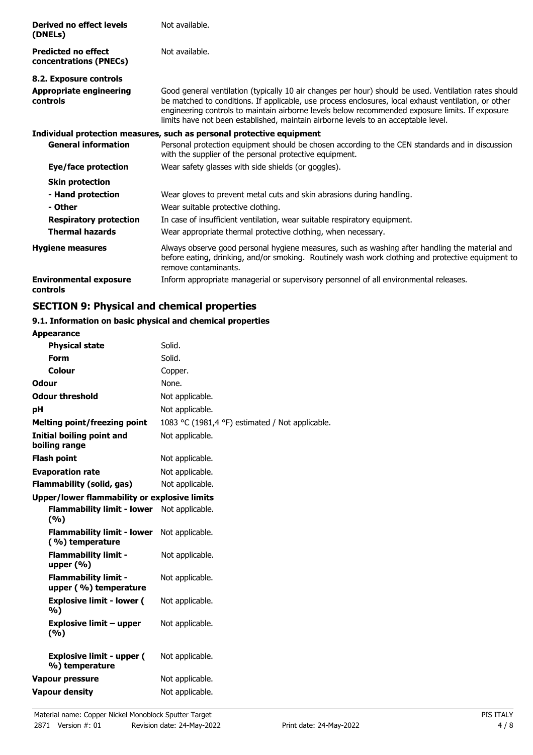| | |
|---|---|
| **Derived no effect levels (DNELs)** | Not available. |
| **Predicted no effect concentrations (PNECs)** | Not available. |

**8.2. Exposure controls**

| | |
|---|---|
| **Appropriate engineering controls** | Good general ventilation (typically 10 air changes per hour) should be used. Ventilation rates should be matched to conditions. If applicable, use process enclosures, local exhaust ventilation, or other engineering controls to maintain airborne levels below recommended exposure limits. If exposure limits have not been established, maintain airborne levels to an acceptable level. |

**Individual protection measures, such as personal protective equipment**

| | |
|---|---|
| **General information** | Personal protection equipment should be chosen according to the CEN standards and in discussion with the supplier of the personal protective equipment. |
| **Eye/face protection** | Wear safety glasses with side shields (or goggles). |
| **Skin protection** | |
| **- Hand protection** | Wear gloves to prevent metal cuts and skin abrasions during handling. |
| **- Other** | Wear suitable protective clothing. |
| **Respiratory protection** | In case of insufficient ventilation, wear suitable respiratory equipment. |
| **Thermal hazards** | Wear appropriate thermal protective clothing, when necessary. |
| **Hygiene measures** | Always observe good personal hygiene measures, such as washing after handling the material and before eating, drinking, and/or smoking. Routinely wash work clothing and protective equipment to remove contaminants. |
| **Environmental exposure controls** | Inform appropriate managerial or supervisory personnel of all environmental releases. |

## SECTION 9: Physical and chemical properties

**9.1. Information on basic physical and chemical properties**

| | |
|---|---|
| **Appearance** | |
| **Physical state** | Solid. |
| **Form** | Solid. |
| **Colour** | Copper. |
| **Odour** | None. |
| **Odour threshold** | Not applicable. |
| **pH** | Not applicable. |
| **Melting point/freezing point** | 1083 °C (1981,4 °F) estimated / Not applicable. |
| **Initial boiling point and boiling range** | Not applicable. |
| **Flash point** | Not applicable. |
| **Evaporation rate** | Not applicable. |
| **Flammability (solid, gas)** | Not applicable. |
| **Upper/lower flammability or explosive limits** | |
| **Flammability limit - lower (%)** | Not applicable. |
| **Flammability limit - lower (%) temperature** | Not applicable. |
| **Flammability limit - upper (%)** | Not applicable. |
| **Flammability limit - upper (%) temperature** | Not applicable. |
| **Explosive limit - lower (%)** | Not applicable. |
| **Explosive limit – upper (%)** | Not applicable. |
| **Explosive limit - upper (%) temperature** | Not applicable. |
| **Vapour pressure** | Not applicable. |
| **Vapour density** | Not applicable. |

Material name: Copper Nickel Monoblock Sputter Target

2871 Version #: 01 Revision date: 24-May-2022 Print date: 24-May-2022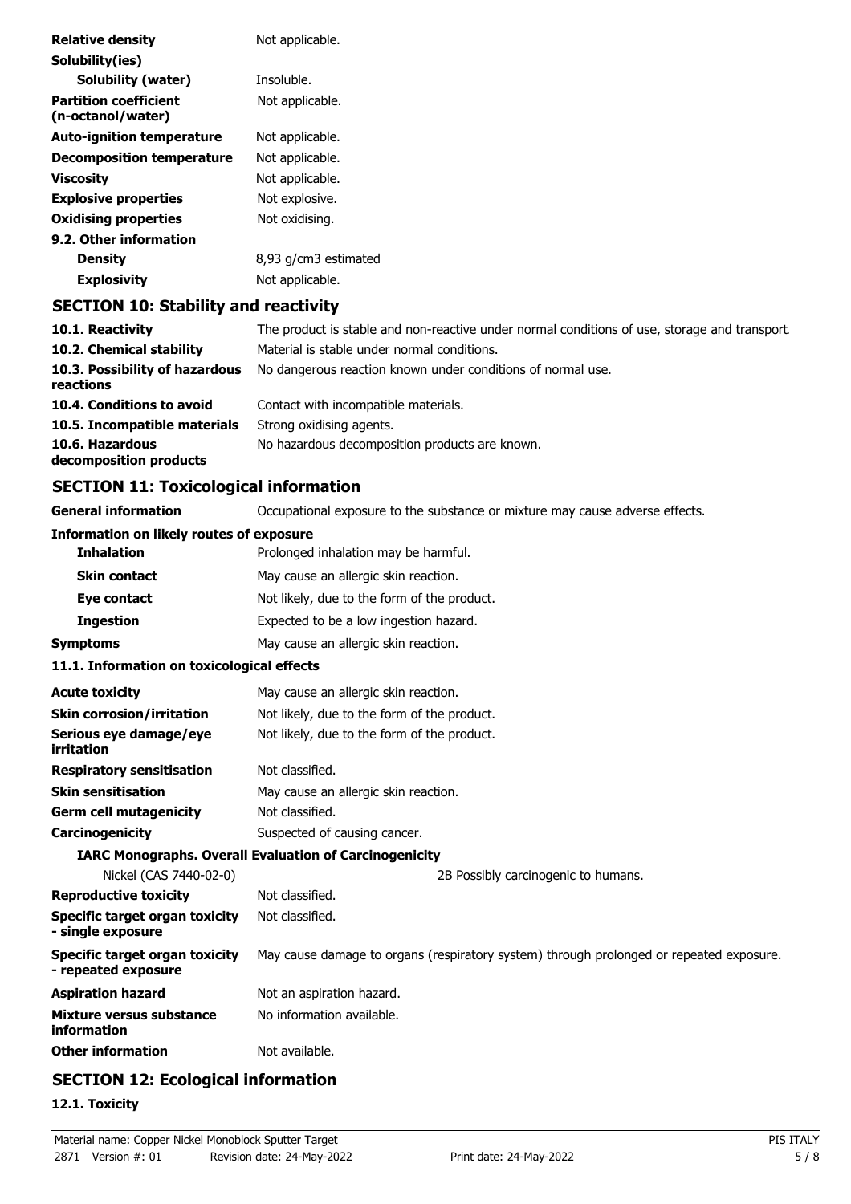| | |
|---|---|
| **Relative density** | Not applicable. |
| **Solubility(ies)** | |
| **Solubility (water)** | Insoluble. |
| **Partition coefficient (n-octanol/water)** | Not applicable. |
| **Auto-ignition temperature** | Not applicable. |
| **Decomposition temperature** | Not applicable. |
| **Viscosity** | Not applicable. |
| **Explosive properties** | Not explosive. |
| **Oxidising properties** | Not oxidising. |
| **9.2. Other information** | |
| **Density** | 8,93 g/cm3 estimated |
| **Explosivity** | Not applicable. |

## SECTION 10: Stability and reactivity

| | |
|---|---|
| **10.1. Reactivity** | The product is stable and non-reactive under normal conditions of use, storage and transport. |
| **10.2. Chemical stability** | Material is stable under normal conditions. |
| **10.3. Possibility of hazardous reactions** | No dangerous reaction known under conditions of normal use. |
| **10.4. Conditions to avoid** | Contact with incompatible materials. |
| **10.5. Incompatible materials** | Strong oxidising agents. |
| **10.6. Hazardous decomposition products** | No hazardous decomposition products are known. |

## SECTION 11: Toxicological information

| | |
|---|---|
| **General information** | Occupational exposure to the substance or mixture may cause adverse effects. |
| **Information on likely routes of exposure** | |
| **Inhalation** | Prolonged inhalation may be harmful. |
| **Skin contact** | May cause an allergic skin reaction. |
| **Eye contact** | Not likely, due to the form of the product. |
| **Ingestion** | Expected to be a low ingestion hazard. |
| **Symptoms** | May cause an allergic skin reaction. |
| **11.1. Information on toxicological effects** | |
| **Acute toxicity** | May cause an allergic skin reaction. |
| **Skin corrosion/irritation** | Not likely, due to the form of the product. |
| **Serious eye damage/eye irritation** | Not likely, due to the form of the product. |
| **Respiratory sensitisation** | Not classified. |
| **Skin sensitisation** | May cause an allergic skin reaction. |
| **Germ cell mutagenicity** | Not classified. |
| **Carcinogenicity** | Suspected of causing cancer. |
| **IARC Monographs. Overall Evaluation of Carcinogenicity** | |
| Nickel (CAS 7440-02-0) | 2B Possibly carcinogenic to humans. |
| **Reproductive toxicity** | Not classified. |
| **Specific target organ toxicity - single exposure** | Not classified. |
| **Specific target organ toxicity - repeated exposure** | May cause damage to organs (respiratory system) through prolonged or repeated exposure. |
| **Aspiration hazard** | Not an aspiration hazard. |
| **Mixture versus substance information** | No information available. |
| **Other information** | Not available. |

## SECTION 12: Ecological information

**12.1. Toxicity**

Material name: Copper Nickel Monoblock Sputter Target

2871 Version #: 01 Revision date: 24-May-2022 Print date: 24-May-2022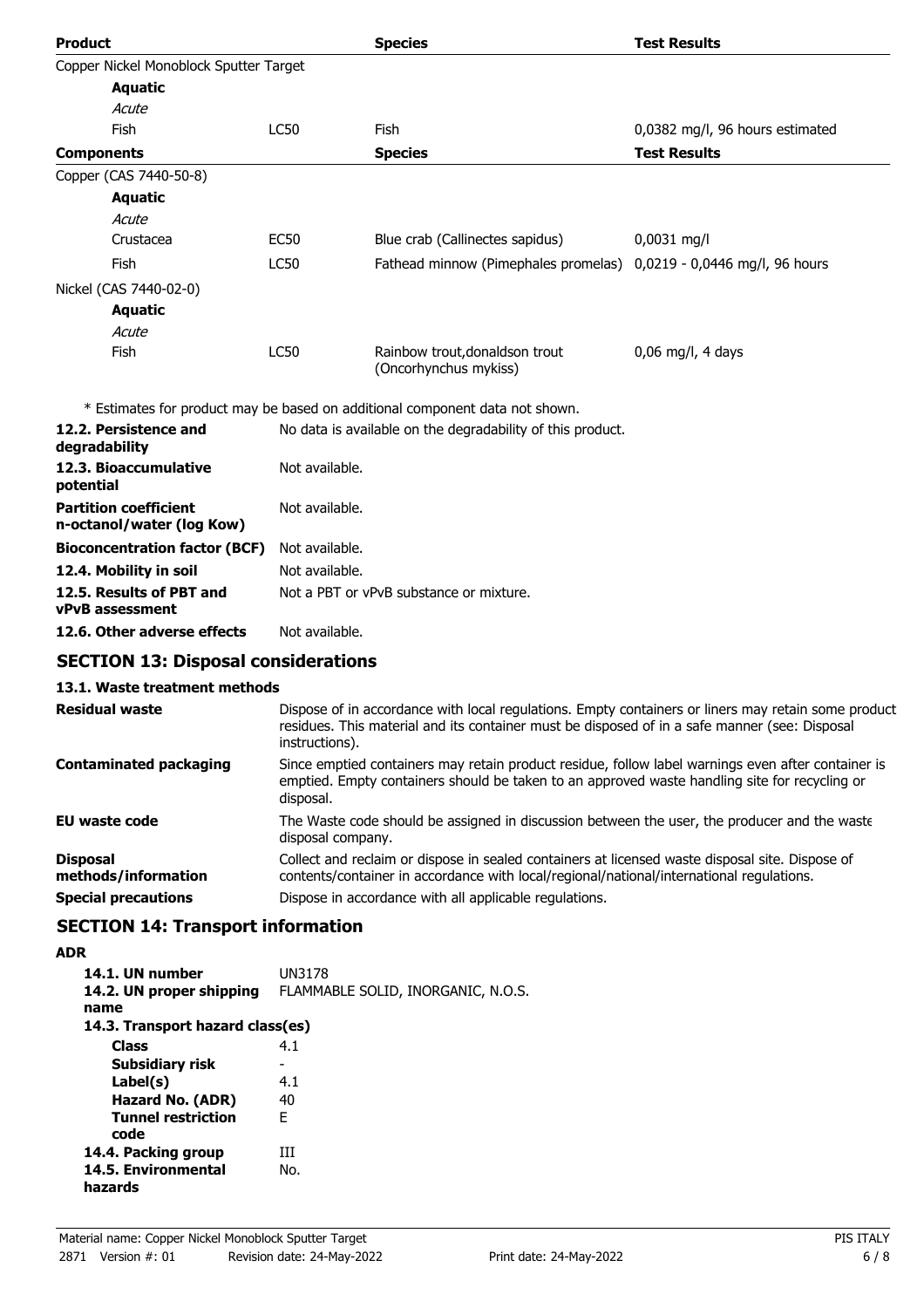| Product | | Species | Test Results |
|---|---|---|---|
| Copper Nickel Monoblock Sputter Target | | | |
| **Aquatic** | | | |
| *Acute* | | | |
| Fish | LC50 | Fish | 0,0382 mg/l, 96 hours estimated |
| **Components** | | **Species** | **Test Results** |
| Copper (CAS 7440-50-8) | | | |
| **Aquatic** | | | |
| *Acute* | | | |
| Crustacea | EC50 | Blue crab (Callinectes sapidus) | 0,0031 mg/l |
| Fish | LC50 | Fathead minnow (Pimephales promelas) | 0,0219 - 0,0446 mg/l, 96 hours |
| Nickel (CAS 7440-02-0) | | | |
| **Aquatic** | | | |
| *Acute* | | | |
| Fish | LC50 | Rainbow trout,donaldson trout (Oncorhynchus mykiss) | 0,06 mg/l, 4 days |

* Estimates for product may be based on additional component data not shown.

| | |
|---|---|
| **12.2. Persistence and degradability** | No data is available on the degradability of this product. |
| **12.3. Bioaccumulative potential** | Not available. |
| **Partition coefficient n-octanol/water (log Kow)** | Not available. |
| **Bioconcentration factor (BCF)** | Not available. |
| **12.4. Mobility in soil** | Not available. |
| **12.5. Results of PBT and vPvB assessment** | Not a PBT or vPvB substance or mixture. |
| **12.6. Other adverse effects** | Not available. |

## SECTION 13: Disposal considerations

### 13.1. Waste treatment methods

| | |
|---|---|
| **Residual waste** | Dispose of in accordance with local regulations. Empty containers or liners may retain some product residues. This material and its container must be disposed of in a safe manner (see: Disposal instructions). |
| **Contaminated packaging** | Since emptied containers may retain product residue, follow label warnings even after container is emptied. Empty containers should be taken to an approved waste handling site for recycling or disposal. |
| **EU waste code** | The Waste code should be assigned in discussion between the user, the producer and the waste disposal company. |
| **Disposal methods/information** | Collect and reclaim or dispose in sealed containers at licensed waste disposal site. Dispose of contents/container in accordance with local/regional/national/international regulations. |
| **Special precautions** | Dispose in accordance with all applicable regulations. |

## SECTION 14: Transport information

**ADR**

| | |
|---|---|
| **14.1. UN number** | UN3178 |
| **14.2. UN proper shipping name** | FLAMMABLE SOLID, INORGANIC, N.O.S. |
| **14.3. Transport hazard class(es)** | |
| **Class** | 4.1 |
| **Subsidiary risk** | - |
| **Label(s)** | 4.1 |
| **Hazard No. (ADR)** | 40 |
| **Tunnel restriction code** | E |
| **14.4. Packing group** | III |
| **14.5. Environmental hazards** | No. |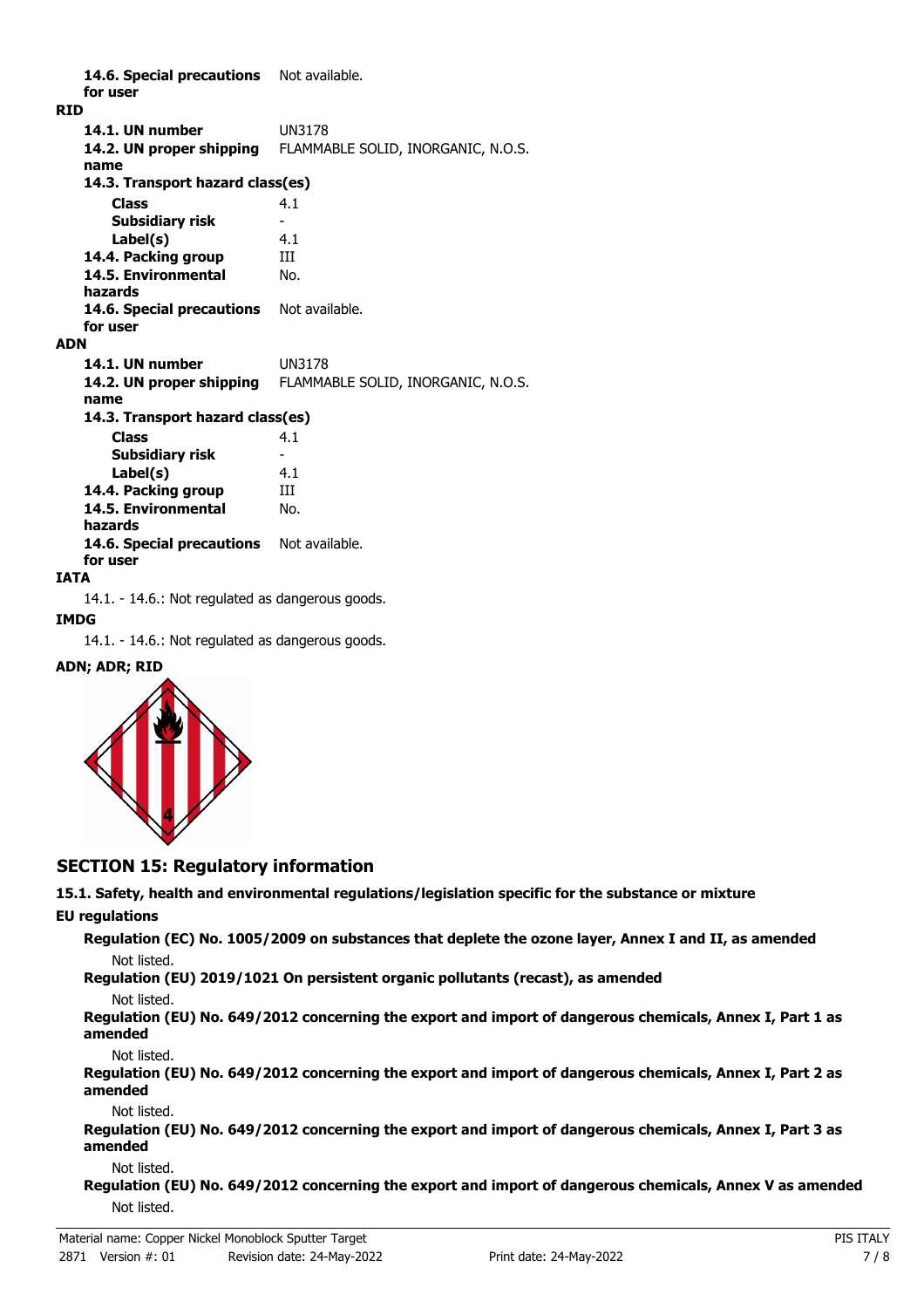**14.6. Special precautions for user** Not available.

**RID**

| | |
|---|---|
| **14.1. UN number** | UN3178 |
| **14.2. UN proper shipping name** | FLAMMABLE SOLID, INORGANIC, N.O.S. |
| **14.3. Transport hazard class(es)** | |
| **Class** | 4.1 |
| **Subsidiary risk** | - |
| **Label(s)** | 4.1 |
| **14.4. Packing group** | III |
| **14.5. Environmental hazards** | No. |
| **14.6. Special precautions for user** | Not available. |

**ADN**

| | |
|---|---|
| **14.1. UN number** | UN3178 |
| **14.2. UN proper shipping name** | FLAMMABLE SOLID, INORGANIC, N.O.S. |
| **14.3. Transport hazard class(es)** | |
| **Class** | 4.1 |
| **Subsidiary risk** | - |
| **Label(s)** | 4.1 |
| **14.4. Packing group** | III |
| **14.5. Environmental hazards** | No. |
| **14.6. Special precautions for user** | Not available. |

**IATA**

14.1. - 14.6.: Not regulated as dangerous goods.

**IMDG**

14.1. - 14.6.: Not regulated as dangerous goods.

**ADN; ADR; RID**

## SECTION 15: Regulatory information

**15.1. Safety, health and environmental regulations/legislation specific for the substance or mixture**

**EU regulations**

**Regulation (EC) No. 1005/2009 on substances that deplete the ozone layer, Annex I and II, as amended**

Not listed.

**Regulation (EU) 2019/1021 On persistent organic pollutants (recast), as amended**

Not listed.

**Regulation (EU) No. 649/2012 concerning the export and import of dangerous chemicals, Annex I, Part 1 as amended**

Not listed.

**Regulation (EU) No. 649/2012 concerning the export and import of dangerous chemicals, Annex I, Part 2 as amended**

Not listed.

**Regulation (EU) No. 649/2012 concerning the export and import of dangerous chemicals, Annex I, Part 3 as amended**

Not listed.

**Regulation (EU) No. 649/2012 concerning the export and import of dangerous chemicals, Annex V as amended**

Not listed.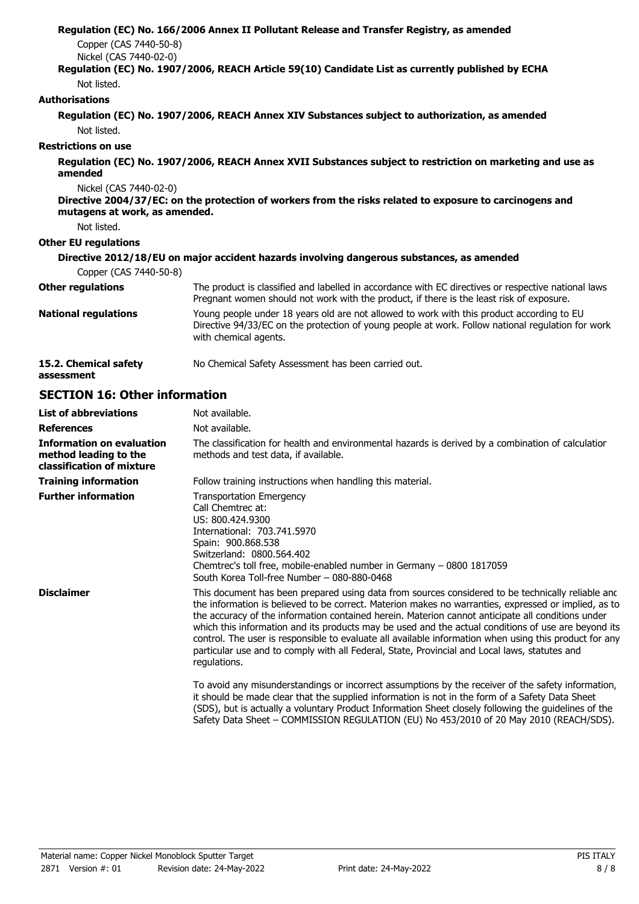**Regulation (EC) No. 166/2006 Annex II Pollutant Release and Transfer Registry, as amended**

Copper (CAS 7440-50-8)
Nickel (CAS 7440-02-0)

**Regulation (EC) No. 1907/2006, REACH Article 59(10) Candidate List as currently published by ECHA**

Not listed.

**Authorisations**

**Regulation (EC) No. 1907/2006, REACH Annex XIV Substances subject to authorization, as amended**

Not listed.

**Restrictions on use**

**Regulation (EC) No. 1907/2006, REACH Annex XVII Substances subject to restriction on marketing and use as amended**

Nickel (CAS 7440-02-0)

**Directive 2004/37/EC: on the protection of workers from the risks related to exposure to carcinogens and mutagens at work, as amended.**

Not listed.

**Other EU regulations**

**Directive 2012/18/EU on major accident hazards involving dangerous substances, as amended**

Copper (CAS 7440-50-8)

**Other regulations** The product is classified and labelled in accordance with EC directives or respective national laws Pregnant women should not work with the product, if there is the least risk of exposure.

**National regulations** Young people under 18 years old are not allowed to work with this product according to EU Directive 94/33/EC on the protection of young people at work. Follow national regulation for work with chemical agents.

**15.2. Chemical safety assessment** No Chemical Safety Assessment has been carried out.

## SECTION 16: Other information

**List of abbreviations** Not available.

**References** Not available.

**Information on evaluation method leading to the classification of mixture** The classification for health and environmental hazards is derived by a combination of calculation methods and test data, if available.

**Training information** Follow training instructions when handling this material.

**Further information**
Transportation Emergency
Call Chemtrec at:
US: 800.424.9300
International: 703.741.5970
Spain: 900.868.538
Switzerland: 0800.564.402
Chemtrec's toll free, mobile-enabled number in Germany – 0800 1817059
South Korea Toll-free Number – 080-880-0468

**Disclaimer** This document has been prepared using data from sources considered to be technically reliable and the information is believed to be correct. Materion makes no warranties, expressed or implied, as to the accuracy of the information contained herein. Materion cannot anticipate all conditions under which this information and its products may be used and the actual conditions of use are beyond its control. The user is responsible to evaluate all available information when using this product for any particular use and to comply with all Federal, State, Provincial and Local laws, statutes and regulations.

To avoid any misunderstandings or incorrect assumptions by the receiver of the safety information, it should be made clear that the supplied information is not in the form of a Safety Data Sheet (SDS), but is actually a voluntary Product Information Sheet closely following the guidelines of the Safety Data Sheet – COMMISSION REGULATION (EU) No 453/2010 of 20 May 2010 (REACH/SDS).

Material name: Copper Nickel Monoblock Sputter Target
2871 Version #: 01 Revision date: 24-May-2022 Print date: 24-May-2022